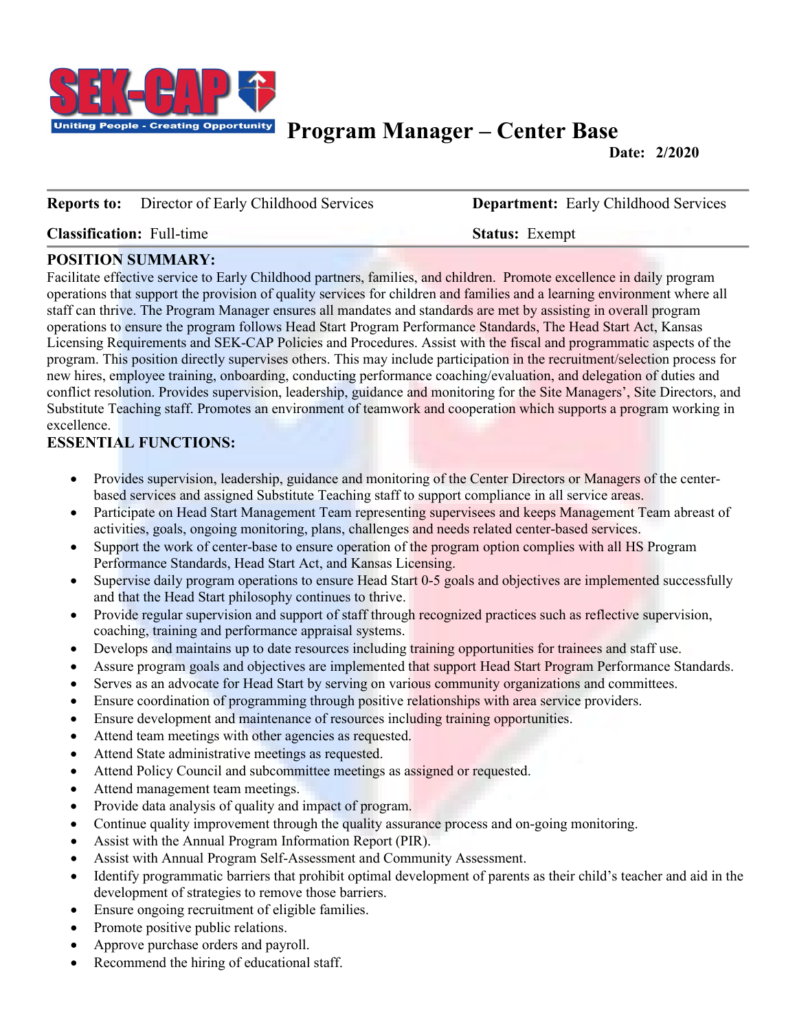# Program Manager – Center Base

**Date: 2/2020**

**Reports to:** Director of Early Childhood Services | **Department:** Early Childhood Services

**Classification:** Full-time | **Status:** Exempt

## POSITION SUMMARY:

Facilitate effective service to Early Childhood partners, families, and children. Promote excellence in daily program operations that support the provision of quality services for children and families and a learning environment where all staff can thrive. The Program Manager ensures all mandates and standards are met by assisting in overall program operations to ensure the program follows Head Start Program Performance Standards, The Head Start Act, Kansas Licensing Requirements and SEK-CAP Policies and Procedures. Assist with the fiscal and programmatic aspects of the program. This position directly supervises others. This may include participation in the recruitment/selection process for new hires, employee training, onboarding, conducting performance coaching/evaluation, and delegation of duties and conflict resolution. Provides supervision, leadership, guidance and monitoring for the Site Managers', Site Directors, and Substitute Teaching staff. Promotes an environment of teamwork and cooperation which supports a program working in excellence.

## ESSENTIAL FUNCTIONS:

- Provides supervision, leadership, guidance and monitoring of the Center Directors or Managers of the center-based services and assigned Substitute Teaching staff to support compliance in all service areas.
- Participate on Head Start Management Team representing supervisees and keeps Management Team abreast of activities, goals, ongoing monitoring, plans, challenges and needs related center-based services.
- Support the work of center-base to ensure operation of the program option complies with all HS Program Performance Standards, Head Start Act, and Kansas Licensing.
- Supervise daily program operations to ensure Head Start 0-5 goals and objectives are implemented successfully and that the Head Start philosophy continues to thrive.
- Provide regular supervision and support of staff through recognized practices such as reflective supervision, coaching, training and performance appraisal systems.
- Develops and maintains up to date resources including training opportunities for trainees and staff use.
- Assure program goals and objectives are implemented that support Head Start Program Performance Standards.
- Serves as an advocate for Head Start by serving on various community organizations and committees.
- Ensure coordination of programming through positive relationships with area service providers.
- Ensure development and maintenance of resources including training opportunities.
- Attend team meetings with other agencies as requested.
- Attend State administrative meetings as requested.
- Attend Policy Council and subcommittee meetings as assigned or requested.
- Attend management team meetings.
- Provide data analysis of quality and impact of program.
- Continue quality improvement through the quality assurance process and on-going monitoring.
- Assist with the Annual Program Information Report (PIR).
- Assist with Annual Program Self-Assessment and Community Assessment.
- Identify programmatic barriers that prohibit optimal development of parents as their child's teacher and aid in the development of strategies to remove those barriers.
- Ensure ongoing recruitment of eligible families.
- Promote positive public relations.
- Approve purchase orders and payroll.
- Recommend the hiring of educational staff.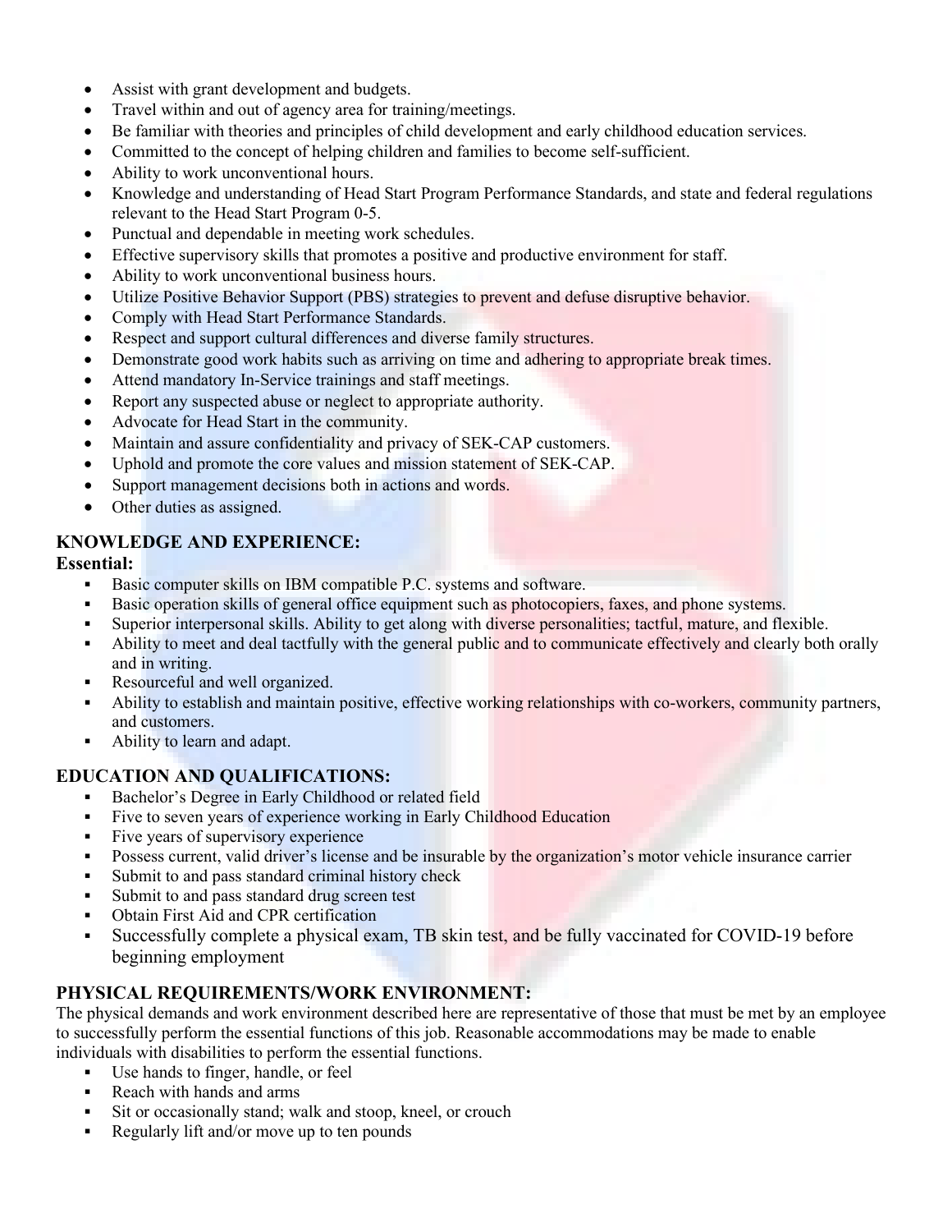- Assist with grant development and budgets.
- Travel within and out of agency area for training/meetings.
- Be familiar with theories and principles of child development and early childhood education services.
- Committed to the concept of helping children and families to become self-sufficient.
- Ability to work unconventional hours.
- Knowledge and understanding of Head Start Program Performance Standards, and state and federal regulations relevant to the Head Start Program 0-5.
- Punctual and dependable in meeting work schedules.
- Effective supervisory skills that promotes a positive and productive environment for staff.
- Ability to work unconventional business hours.
- Utilize Positive Behavior Support (PBS) strategies to prevent and defuse disruptive behavior.
- Comply with Head Start Performance Standards.
- Respect and support cultural differences and diverse family structures.
- Demonstrate good work habits such as arriving on time and adhering to appropriate break times.
- Attend mandatory In-Service trainings and staff meetings.
- Report any suspected abuse or neglect to appropriate authority.
- Advocate for Head Start in the community.
- Maintain and assure confidentiality and privacy of SEK-CAP customers.
- Uphold and promote the core values and mission statement of SEK-CAP.
- Support management decisions both in actions and words.
- Other duties as assigned.

## KNOWLEDGE AND EXPERIENCE:

**Essential:**

- Basic computer skills on IBM compatible P.C. systems and software.
- Basic operation skills of general office equipment such as photocopiers, faxes, and phone systems.
- Superior interpersonal skills. Ability to get along with diverse personalities; tactful, mature, and flexible.
- Ability to meet and deal tactfully with the general public and to communicate effectively and clearly both orally and in writing.
- Resourceful and well organized.
- Ability to establish and maintain positive, effective working relationships with co-workers, community partners, and customers.
- Ability to learn and adapt.

## EDUCATION AND QUALIFICATIONS:

- Bachelor's Degree in Early Childhood or related field
- Five to seven years of experience working in Early Childhood Education
- Five years of supervisory experience
- Possess current, valid driver's license and be insurable by the organization's motor vehicle insurance carrier
- Submit to and pass standard criminal history check
- Submit to and pass standard drug screen test
- Obtain First Aid and CPR certification
- Successfully complete a physical exam, TB skin test, and be fully vaccinated for COVID-19 before beginning employment

## PHYSICAL REQUIREMENTS/WORK ENVIRONMENT:

The physical demands and work environment described here are representative of those that must be met by an employee to successfully perform the essential functions of this job. Reasonable accommodations may be made to enable individuals with disabilities to perform the essential functions.

- Use hands to finger, handle, or feel
- Reach with hands and arms
- Sit or occasionally stand; walk and stoop, kneel, or crouch
- Regularly lift and/or move up to ten pounds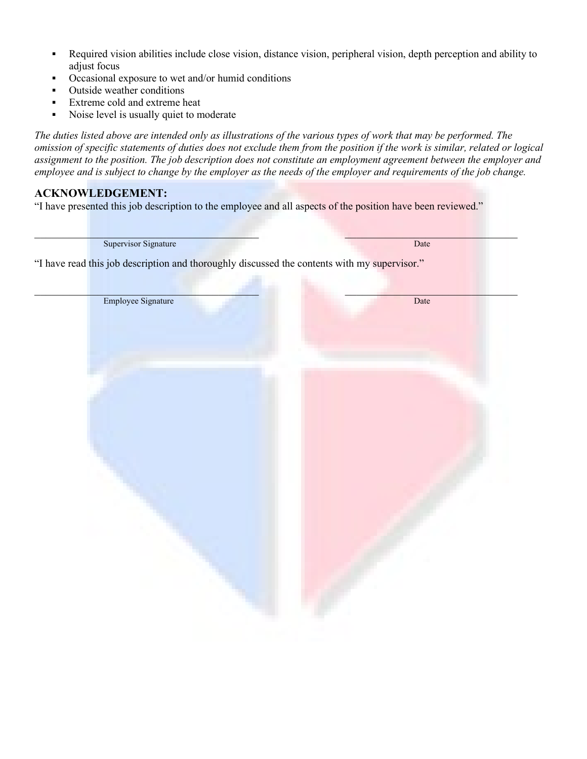- Required vision abilities include close vision, distance vision, peripheral vision, depth perception and ability to adjust focus
- Occasional exposure to wet and/or humid conditions
- Outside weather conditions
- Extreme cold and extreme heat
- Noise level is usually quiet to moderate

*The duties listed above are intended only as illustrations of the various types of work that may be performed. The omission of specific statements of duties does not exclude them from the position if the work is similar, related or logical assignment to the position. The job description does not constitute an employment agreement between the employer and employee and is subject to change by the employer as the needs of the employer and requirements of the job change.*

## ACKNOWLEDGEMENT:

"I have presented this job description to the employee and all aspects of the position have been reviewed."

_____________________________________________ _________________________________

Supervisor Signature Date

"I have read this job description and thoroughly discussed the contents with my supervisor."

_____________________________________________ _________________________________

Employee Signature Date